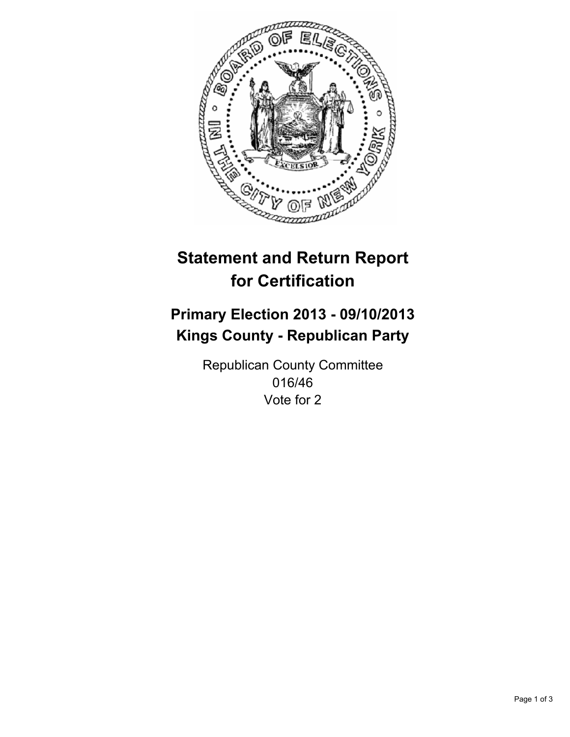# Statement and Return Report for Certification

## Primary Election 2013 - 09/10/2013
## Kings County - Republican Party

Republican County Committee
016/46
Vote for 2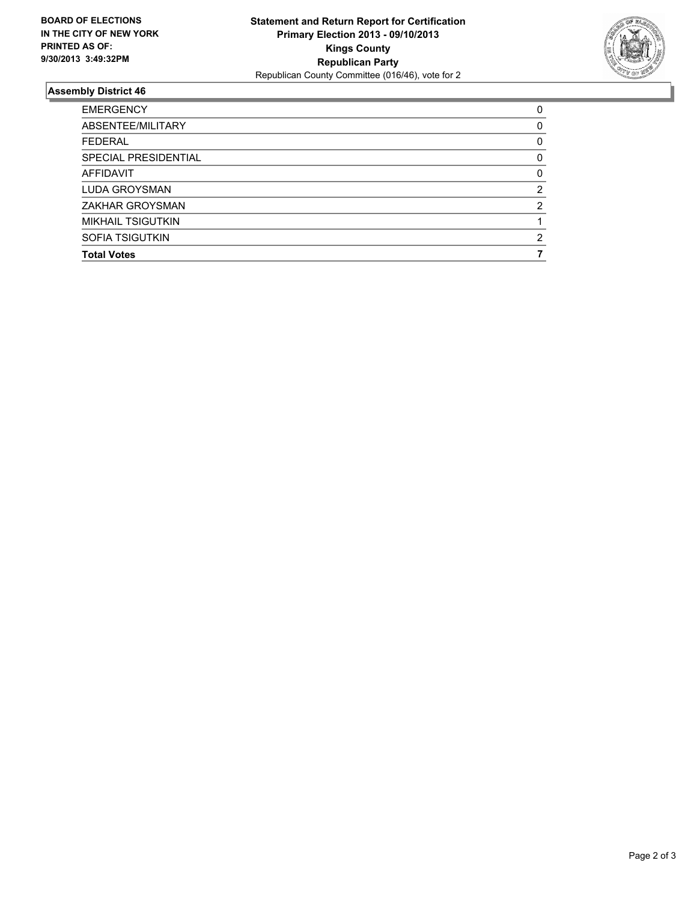**BOARD OF ELECTIONS IN THE CITY OF NEW YORK PRINTED AS OF: 9/30/2013 3:49:32PM**

**Statement and Return Report for Certification**
**Primary Election 2013 - 09/10/2013**
**Kings County**
**Republican Party**
Republican County Committee (016/46), vote for 2

## Assembly District 46

| | |
|---|---|
| EMERGENCY | 0 |
| ABSENTEE/MILITARY | 0 |
| FEDERAL | 0 |
| SPECIAL PRESIDENTIAL | 0 |
| AFFIDAVIT | 0 |
| LUDA GROYSMAN | 2 |
| ZAKHAR GROYSMAN | 2 |
| MIKHAIL TSIGUTKIN | 1 |
| SOFIA TSIGUTKIN | 2 |
| **Total Votes** | **7** |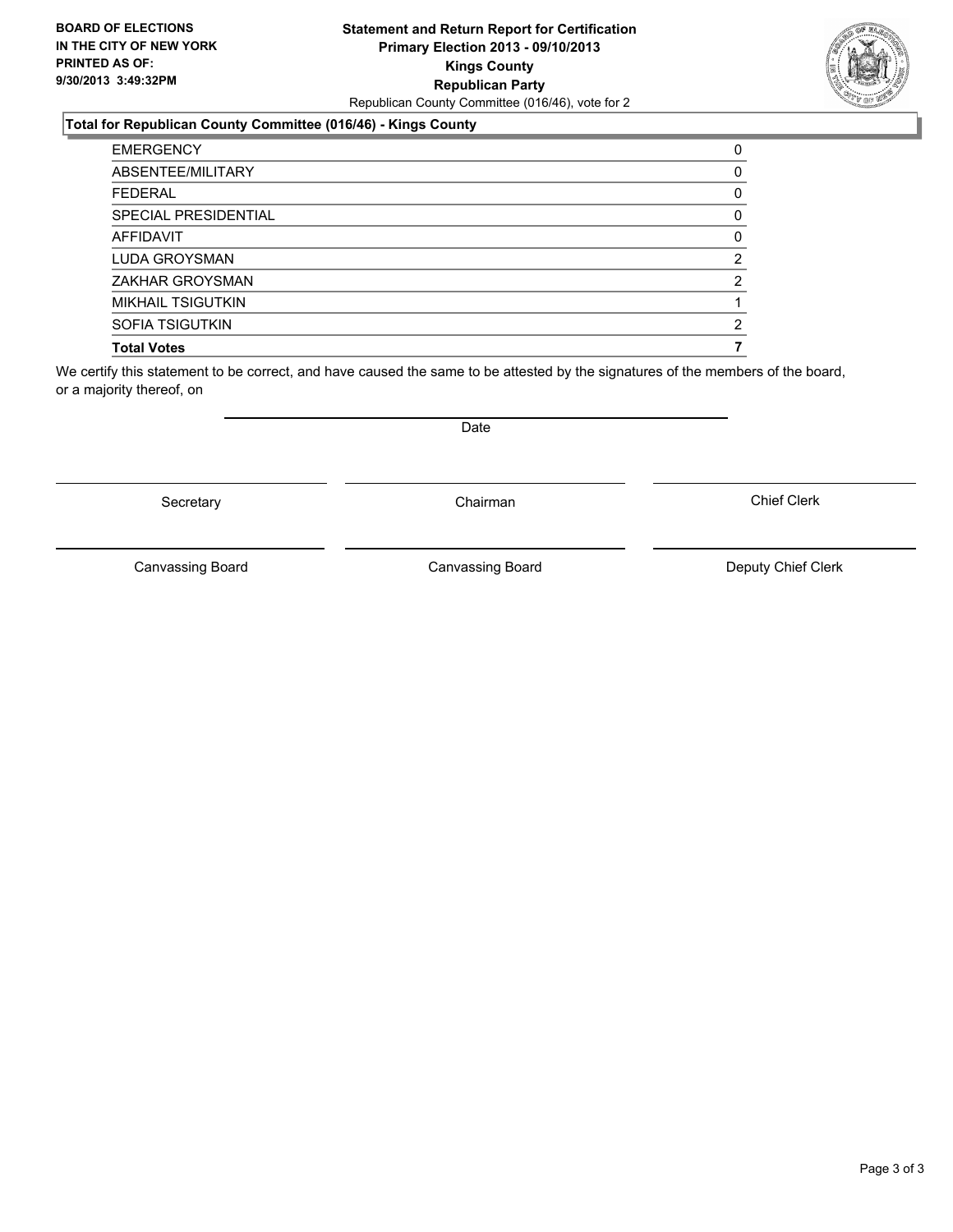**BOARD OF ELECTIONS IN THE CITY OF NEW YORK PRINTED AS OF: 9/30/2013 3:49:32PM**

**Statement and Return Report for Certification**
**Primary Election 2013 - 09/10/2013**
**Kings County**
**Republican Party**
Republican County Committee (016/46), vote for 2

**Total for Republican County Committee (016/46) - Kings County**

| | |
|---|---|
| EMERGENCY | 0 |
| ABSENTEE/MILITARY | 0 |
| FEDERAL | 0 |
| SPECIAL PRESIDENTIAL | 0 |
| AFFIDAVIT | 0 |
| LUDA GROYSMAN | 2 |
| ZAKHAR GROYSMAN | 2 |
| MIKHAIL TSIGUTKIN | 1 |
| SOFIA TSIGUTKIN | 2 |
| **Total Votes** | **7** |

We certify this statement to be correct, and have caused the same to be attested by the signatures of the members of the board, or a majority thereof, on

Date

Secretary

Chairman

Chief Clerk

Canvassing Board

Canvassing Board

Deputy Chief Clerk